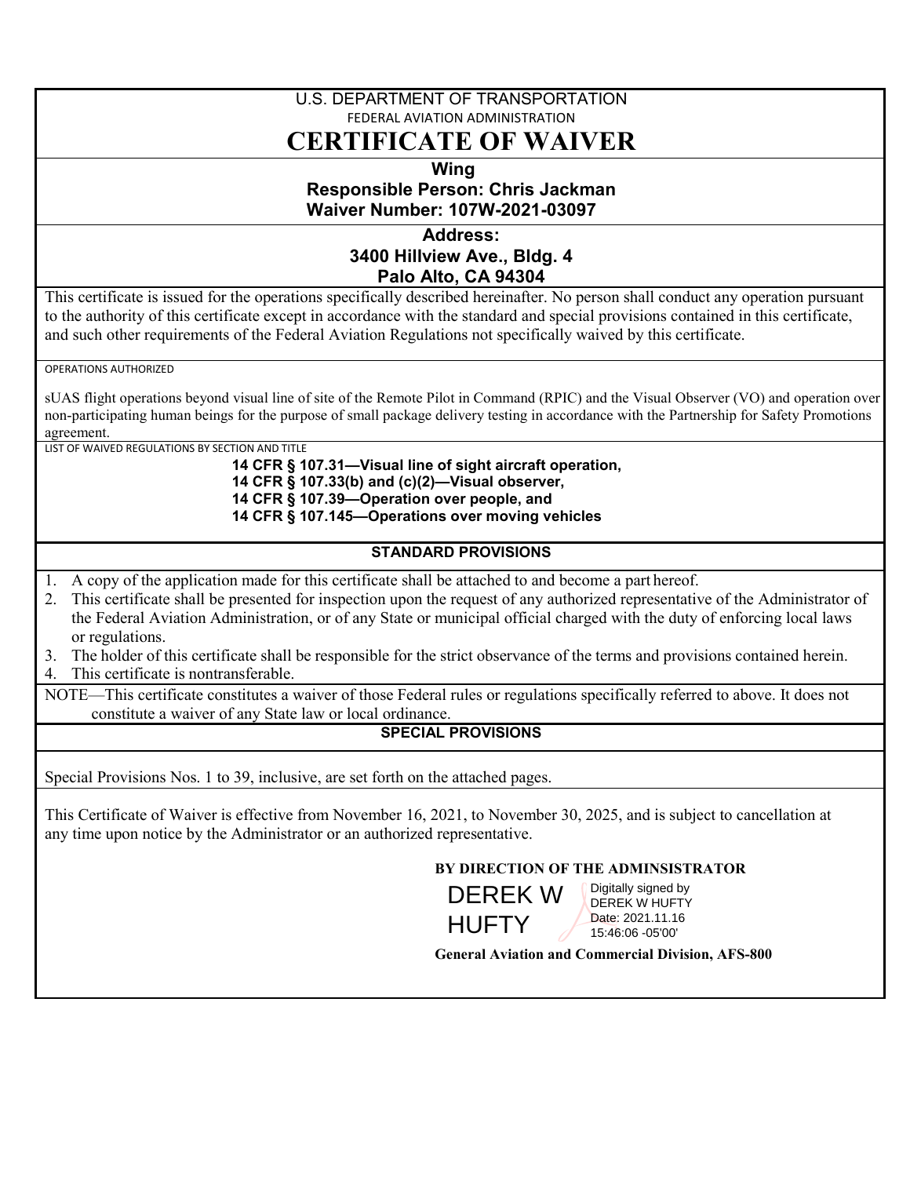U.S. DEPARTMENT OF TRANSPORTATION

FEDERAL AVIATION ADMINISTRATION

# CERTIFICATE OF WAIVER

**Wing**

**Responsible Person: Chris Jackman**

**Waiver Number: 107W-2021-03097**

**Address:**

**3400 Hillview Ave., Bldg. 4**

**Palo Alto, CA 94304**

This certificate is issued for the operations specifically described hereinafter. No person shall conduct any operation pursuant to the authority of this certificate except in accordance with the standard and special provisions contained in this certificate, and such other requirements of the Federal Aviation Regulations not specifically waived by this certificate.

OPERATIONS AUTHORIZED

sUAS flight operations beyond visual line of site of the Remote Pilot in Command (RPIC) and the Visual Observer (VO) and operation over non-participating human beings for the purpose of small package delivery testing in accordance with the Partnership for Safety Promotions agreement.

LIST OF WAIVED REGULATIONS BY SECTION AND TITLE

**14 CFR § 107.31—Visual line of sight aircraft operation,**
**14 CFR § 107.33(b) and (c)(2)—Visual observer,**
**14 CFR § 107.39—Operation over people, and**
**14 CFR § 107.145—Operations over moving vehicles**

## STANDARD PROVISIONS

1. A copy of the application made for this certificate shall be attached to and become a part hereof.
2. This certificate shall be presented for inspection upon the request of any authorized representative of the Administrator of the Federal Aviation Administration, or of any State or municipal official charged with the duty of enforcing local laws or regulations.
3. The holder of this certificate shall be responsible for the strict observance of the terms and provisions contained herein.
4. This certificate is nontransferable.

NOTE—This certificate constitutes a waiver of those Federal rules or regulations specifically referred to above. It does not constitute a waiver of any State law or local ordinance.

## SPECIAL PROVISIONS

Special Provisions Nos. 1 to 39, inclusive, are set forth on the attached pages.

This Certificate of Waiver is effective from November 16, 2021, to November 30, 2025, and is subject to cancellation at any time upon notice by the Administrator or an authorized representative.

**BY DIRECTION OF THE ADMINSISTRATOR**

DEREK W HUFTY

Digitally signed by DEREK W HUFTY
Date: 2021.11.16 15:46:06 -05'00'

**General Aviation and Commercial Division, AFS-800**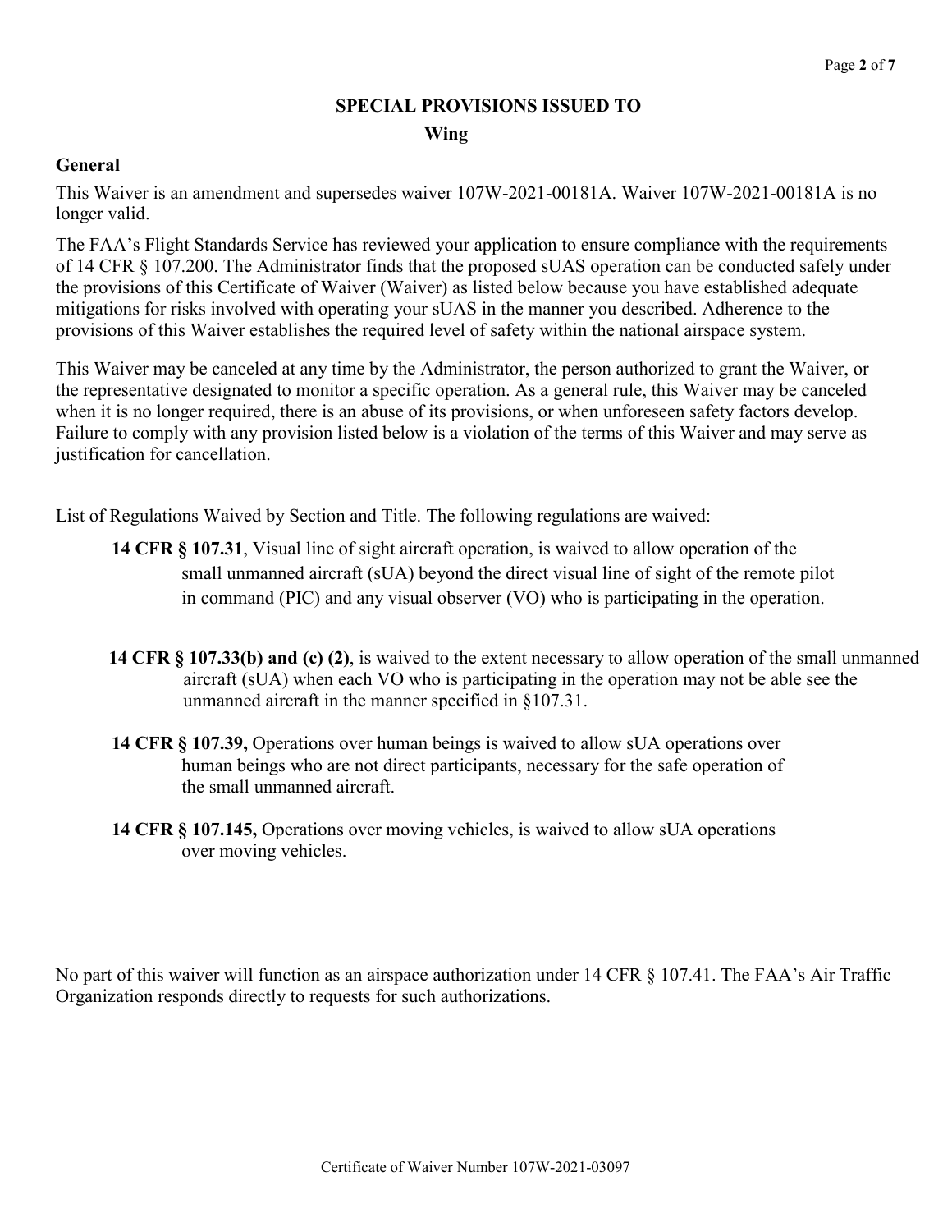## SPECIAL PROVISIONS ISSUED TO
## Wing

### General

This Waiver is an amendment and supersedes waiver 107W-2021-00181A. Waiver 107W-2021-00181A is no longer valid.

The FAA's Flight Standards Service has reviewed your application to ensure compliance with the requirements of 14 CFR § 107.200. The Administrator finds that the proposed sUAS operation can be conducted safely under the provisions of this Certificate of Waiver (Waiver) as listed below because you have established adequate mitigations for risks involved with operating your sUAS in the manner you described. Adherence to the provisions of this Waiver establishes the required level of safety within the national airspace system.

This Waiver may be canceled at any time by the Administrator, the person authorized to grant the Waiver, or the representative designated to monitor a specific operation. As a general rule, this Waiver may be canceled when it is no longer required, there is an abuse of its provisions, or when unforeseen safety factors develop. Failure to comply with any provision listed below is a violation of the terms of this Waiver and may serve as justification for cancellation.

List of Regulations Waived by Section and Title. The following regulations are waived:

**14 CFR § 107.31**, Visual line of sight aircraft operation, is waived to allow operation of the small unmanned aircraft (sUA) beyond the direct visual line of sight of the remote pilot in command (PIC) and any visual observer (VO) who is participating in the operation.

**14 CFR § 107.33(b) and (c) (2)**, is waived to the extent necessary to allow operation of the small unmanned aircraft (sUA) when each VO who is participating in the operation may not be able see the unmanned aircraft in the manner specified in §107.31.

**14 CFR § 107.39,** Operations over human beings is waived to allow sUA operations over human beings who are not direct participants, necessary for the safe operation of the small unmanned aircraft.

**14 CFR § 107.145,** Operations over moving vehicles, is waived to allow sUA operations over moving vehicles.

No part of this waiver will function as an airspace authorization under 14 CFR § 107.41. The FAA's Air Traffic Organization responds directly to requests for such authorizations.

Certificate of Waiver Number 107W-2021-03097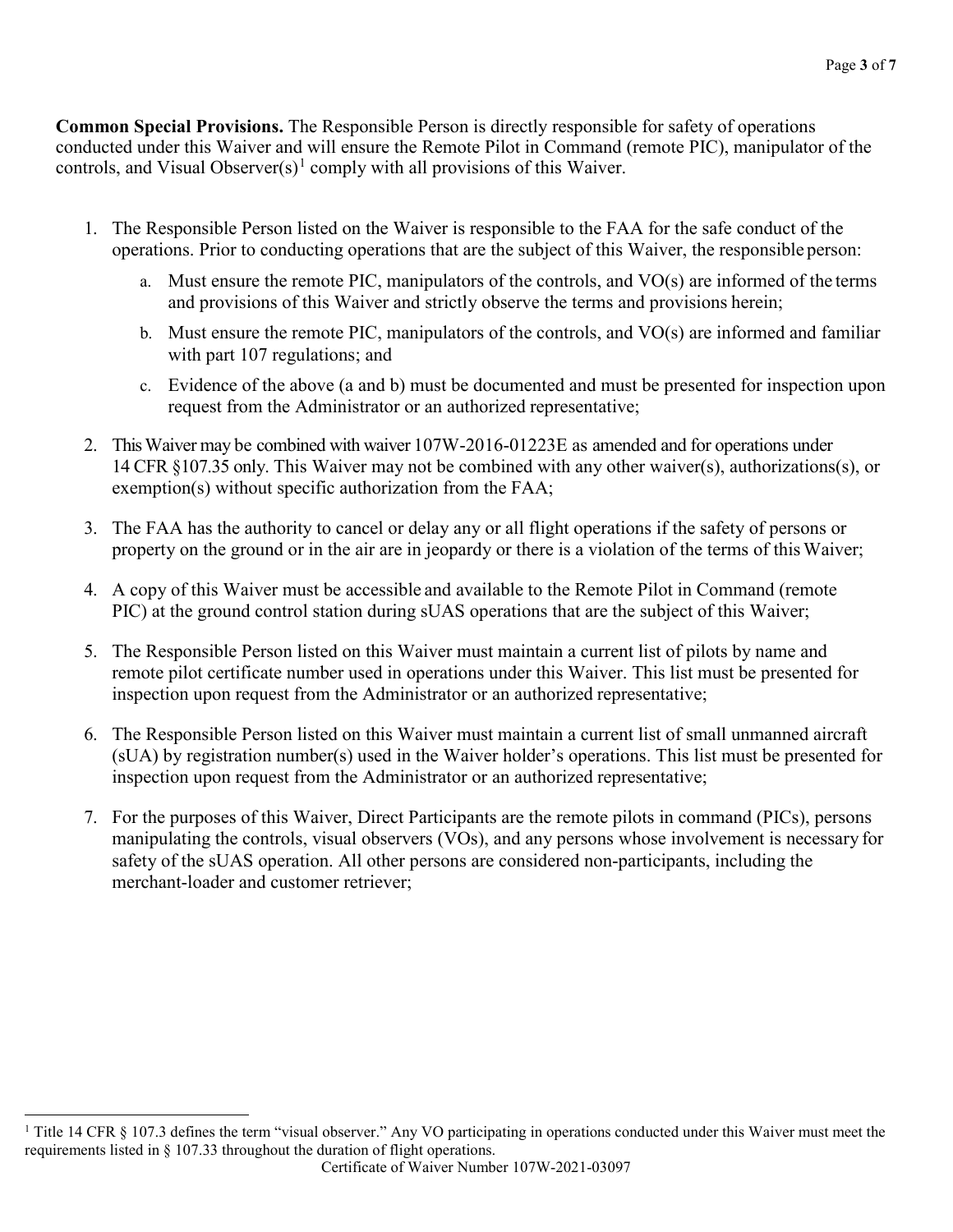**Common Special Provisions.** The Responsible Person is directly responsible for safety of operations conducted under this Waiver and will ensure the Remote Pilot in Command (remote PIC), manipulator of the controls, and Visual Observer(s)[1] comply with all provisions of this Waiver.

1. The Responsible Person listed on the Waiver is responsible to the FAA for the safe conduct of the operations. Prior to conducting operations that are the subject of this Waiver, the responsible person:
   a. Must ensure the remote PIC, manipulators of the controls, and VO(s) are informed of the terms and provisions of this Waiver and strictly observe the terms and provisions herein;
   b. Must ensure the remote PIC, manipulators of the controls, and VO(s) are informed and familiar with part 107 regulations; and
   c. Evidence of the above (a and b) must be documented and must be presented for inspection upon request from the Administrator or an authorized representative;
2. This Waiver may be combined with waiver 107W-2016-01223E as amended and for operations under 14 CFR §107.35 only. This Waiver may not be combined with any other waiver(s), authorizations(s), or exemption(s) without specific authorization from the FAA;
3. The FAA has the authority to cancel or delay any or all flight operations if the safety of persons or property on the ground or in the air are in jeopardy or there is a violation of the terms of this Waiver;
4. A copy of this Waiver must be accessible and available to the Remote Pilot in Command (remote PIC) at the ground control station during sUAS operations that are the subject of this Waiver;
5. The Responsible Person listed on this Waiver must maintain a current list of pilots by name and remote pilot certificate number used in operations under this Waiver. This list must be presented for inspection upon request from the Administrator or an authorized representative;
6. The Responsible Person listed on this Waiver must maintain a current list of small unmanned aircraft (sUA) by registration number(s) used in the Waiver holder's operations. This list must be presented for inspection upon request from the Administrator or an authorized representative;
7. For the purposes of this Waiver, Direct Participants are the remote pilots in command (PICs), persons manipulating the controls, visual observers (VOs), and any persons whose involvement is necessary for safety of the sUAS operation. All other persons are considered non-participants, including the merchant-loader and customer retriever;

[1] Title 14 CFR § 107.3 defines the term "visual observer." Any VO participating in operations conducted under this Waiver must meet the requirements listed in § 107.33 throughout the duration of flight operations.

Certificate of Waiver Number 107W-2021-03097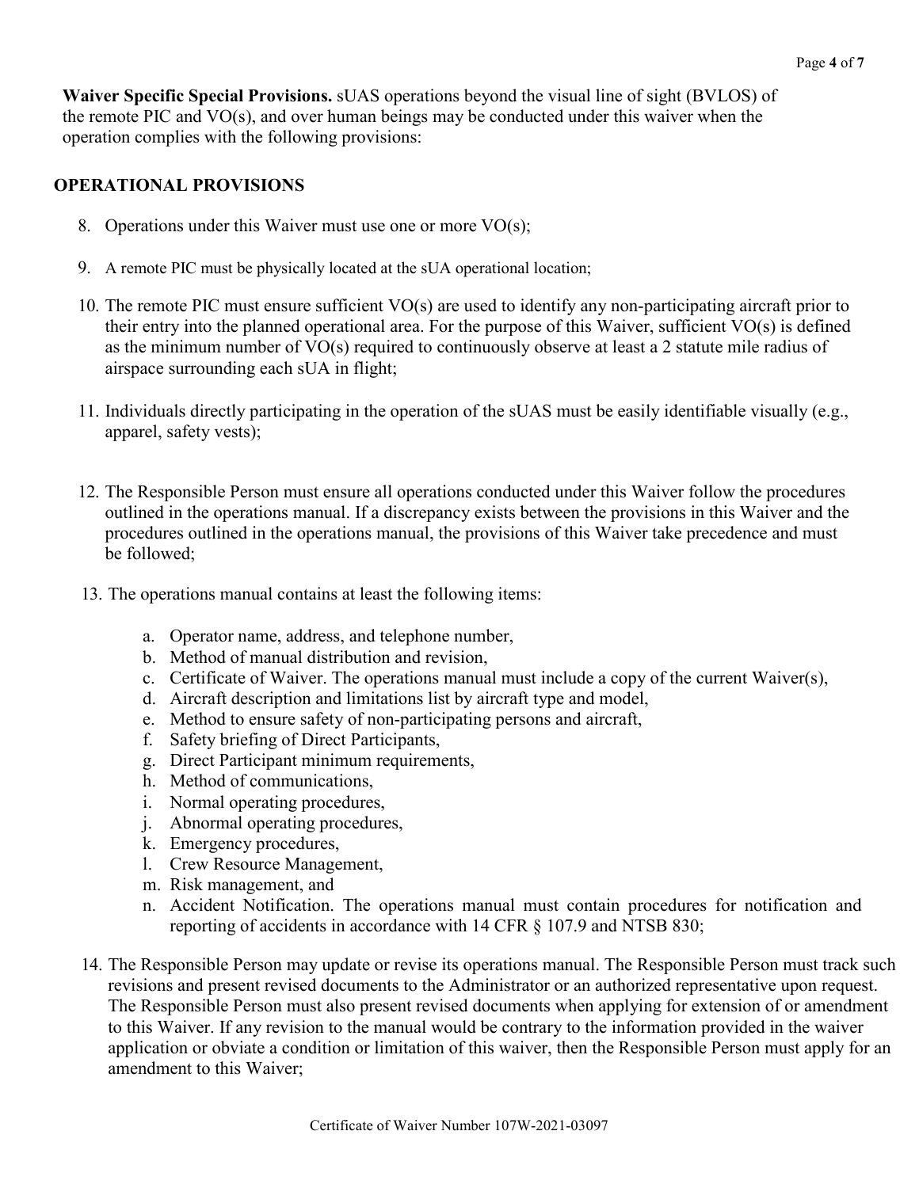**Waiver Specific Special Provisions.** sUAS operations beyond the visual line of sight (BVLOS) of the remote PIC and VO(s), and over human beings may be conducted under this waiver when the operation complies with the following provisions:

## OPERATIONAL PROVISIONS

8. Operations under this Waiver must use one or more VO(s);
9. A remote PIC must be physically located at the sUA operational location;
10. The remote PIC must ensure sufficient VO(s) are used to identify any non-participating aircraft prior to their entry into the planned operational area. For the purpose of this Waiver, sufficient VO(s) is defined as the minimum number of VO(s) required to continuously observe at least a 2 statute mile radius of airspace surrounding each sUA in flight;
11. Individuals directly participating in the operation of the sUAS must be easily identifiable visually (e.g., apparel, safety vests);
12. The Responsible Person must ensure all operations conducted under this Waiver follow the procedures outlined in the operations manual. If a discrepancy exists between the provisions in this Waiver and the procedures outlined in the operations manual, the provisions of this Waiver take precedence and must be followed;
13. The operations manual contains at least the following items:
    a. Operator name, address, and telephone number,
    b. Method of manual distribution and revision,
    c. Certificate of Waiver. The operations manual must include a copy of the current Waiver(s),
    d. Aircraft description and limitations list by aircraft type and model,
    e. Method to ensure safety of non-participating persons and aircraft,
    f. Safety briefing of Direct Participants,
    g. Direct Participant minimum requirements,
    h. Method of communications,
    i. Normal operating procedures,
    j. Abnormal operating procedures,
    k. Emergency procedures,
    l. Crew Resource Management,
    m. Risk management, and
    n. Accident Notification. The operations manual must contain procedures for notification and reporting of accidents in accordance with 14 CFR § 107.9 and NTSB 830;
14. The Responsible Person may update or revise its operations manual. The Responsible Person must track such revisions and present revised documents to the Administrator or an authorized representative upon request. The Responsible Person must also present revised documents when applying for extension of or amendment to this Waiver. If any revision to the manual would be contrary to the information provided in the waiver application or obviate a condition or limitation of this waiver, then the Responsible Person must apply for an amendment to this Waiver;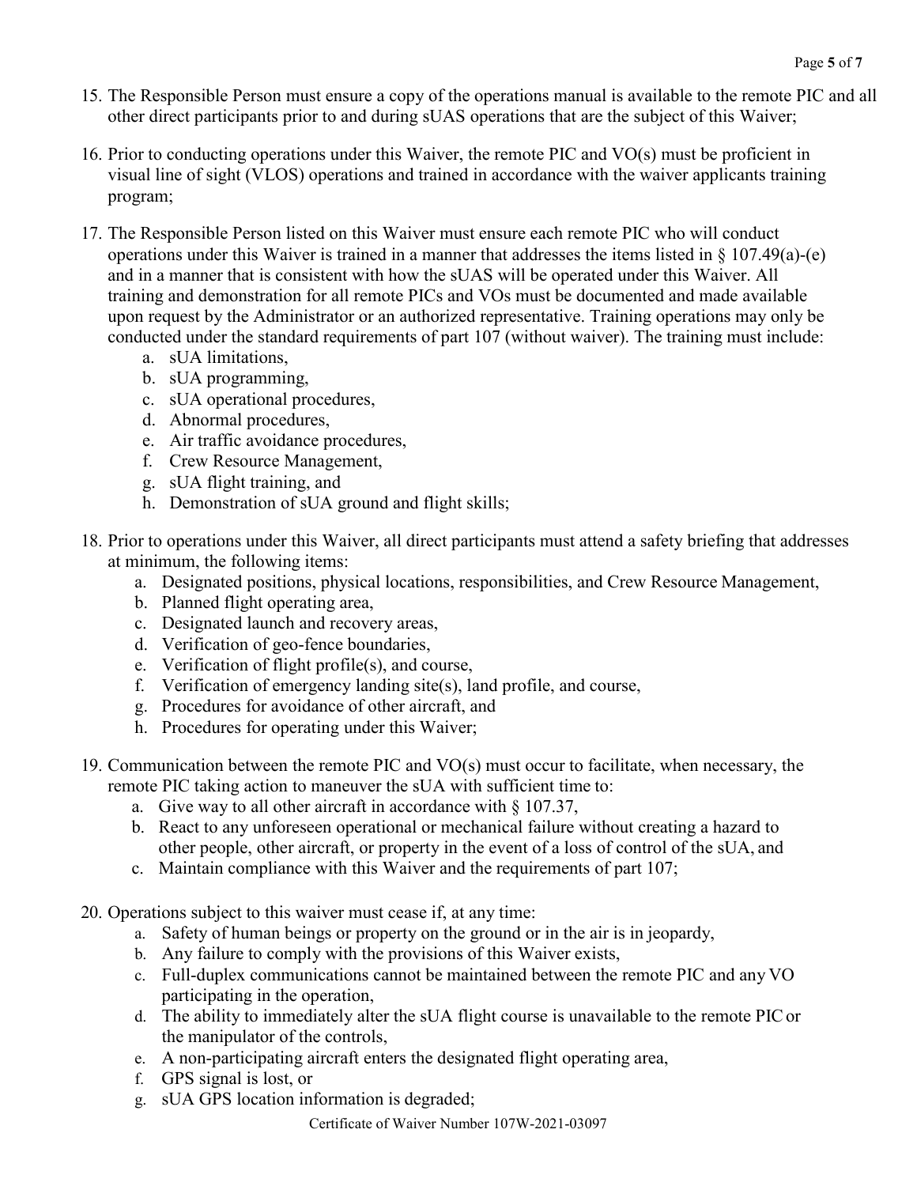15. The Responsible Person must ensure a copy of the operations manual is available to the remote PIC and all other direct participants prior to and during sUAS operations that are the subject of this Waiver;

16. Prior to conducting operations under this Waiver, the remote PIC and VO(s) must be proficient in visual line of sight (VLOS) operations and trained in accordance with the waiver applicants training program;

17. The Responsible Person listed on this Waiver must ensure each remote PIC who will conduct operations under this Waiver is trained in a manner that addresses the items listed in § 107.49(a)-(e) and in a manner that is consistent with how the sUAS will be operated under this Waiver. All training and demonstration for all remote PICs and VOs must be documented and made available upon request by the Administrator or an authorized representative. Training operations may only be conducted under the standard requirements of part 107 (without waiver). The training must include:
    a. sUA limitations,
    b. sUA programming,
    c. sUA operational procedures,
    d. Abnormal procedures,
    e. Air traffic avoidance procedures,
    f. Crew Resource Management,
    g. sUA flight training, and
    h. Demonstration of sUA ground and flight skills;

18. Prior to operations under this Waiver, all direct participants must attend a safety briefing that addresses at minimum, the following items:
    a. Designated positions, physical locations, responsibilities, and Crew Resource Management,
    b. Planned flight operating area,
    c. Designated launch and recovery areas,
    d. Verification of geo-fence boundaries,
    e. Verification of flight profile(s), and course,
    f. Verification of emergency landing site(s), land profile, and course,
    g. Procedures for avoidance of other aircraft, and
    h. Procedures for operating under this Waiver;

19. Communication between the remote PIC and VO(s) must occur to facilitate, when necessary, the remote PIC taking action to maneuver the sUA with sufficient time to:
    a. Give way to all other aircraft in accordance with § 107.37,
    b. React to any unforeseen operational or mechanical failure without creating a hazard to other people, other aircraft, or property in the event of a loss of control of the sUA, and
    c. Maintain compliance with this Waiver and the requirements of part 107;

20. Operations subject to this waiver must cease if, at any time:
    a. Safety of human beings or property on the ground or in the air is in jeopardy,
    b. Any failure to comply with the provisions of this Waiver exists,
    c. Full-duplex communications cannot be maintained between the remote PIC and any VO participating in the operation,
    d. The ability to immediately alter the sUA flight course is unavailable to the remote PIC or the manipulator of the controls,
    e. A non-participating aircraft enters the designated flight operating area,
    f. GPS signal is lost, or
    g. sUA GPS location information is degraded;

Certificate of Waiver Number 107W-2021-03097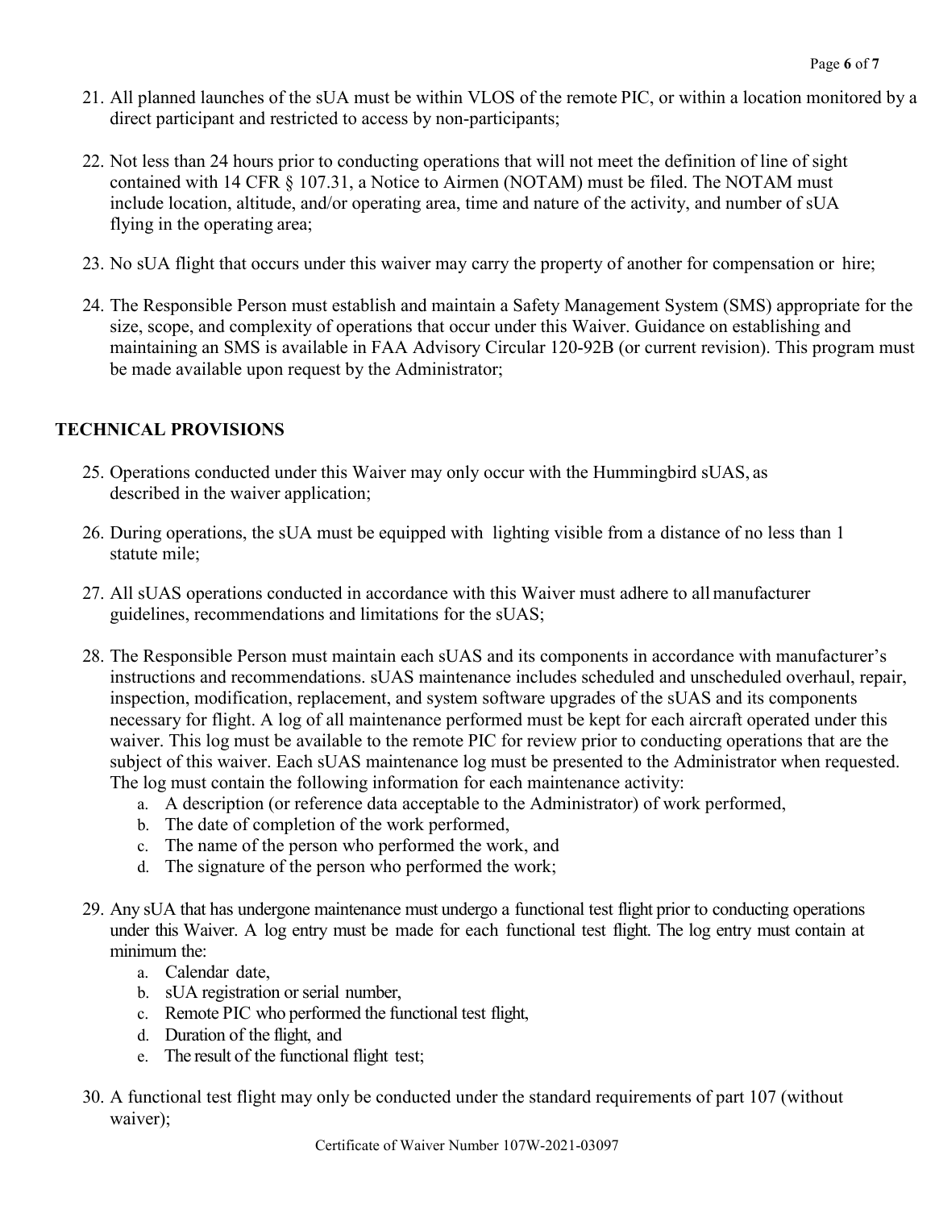21. All planned launches of the sUA must be within VLOS of the remote PIC, or within a location monitored by a direct participant and restricted to access by non-participants;

22. Not less than 24 hours prior to conducting operations that will not meet the definition of line of sight contained with 14 CFR § 107.31, a Notice to Airmen (NOTAM) must be filed. The NOTAM must include location, altitude, and/or operating area, time and nature of the activity, and number of sUA flying in the operating area;

23. No sUA flight that occurs under this waiver may carry the property of another for compensation or hire;

24. The Responsible Person must establish and maintain a Safety Management System (SMS) appropriate for the size, scope, and complexity of operations that occur under this Waiver. Guidance on establishing and maintaining an SMS is available in FAA Advisory Circular 120-92B (or current revision). This program must be made available upon request by the Administrator;

## TECHNICAL PROVISIONS

25. Operations conducted under this Waiver may only occur with the Hummingbird sUAS, as described in the waiver application;

26. During operations, the sUA must be equipped with lighting visible from a distance of no less than 1 statute mile;

27. All sUAS operations conducted in accordance with this Waiver must adhere to all manufacturer guidelines, recommendations and limitations for the sUAS;

28. The Responsible Person must maintain each sUAS and its components in accordance with manufacturer's instructions and recommendations. sUAS maintenance includes scheduled and unscheduled overhaul, repair, inspection, modification, replacement, and system software upgrades of the sUAS and its components necessary for flight. A log of all maintenance performed must be kept for each aircraft operated under this waiver. This log must be available to the remote PIC for review prior to conducting operations that are the subject of this waiver. Each sUAS maintenance log must be presented to the Administrator when requested. The log must contain the following information for each maintenance activity:
    a. A description (or reference data acceptable to the Administrator) of work performed,
    b. The date of completion of the work performed,
    c. The name of the person who performed the work, and
    d. The signature of the person who performed the work;

29. Any sUA that has undergone maintenance must undergo a functional test flight prior to conducting operations under this Waiver. A log entry must be made for each functional test flight. The log entry must contain at minimum the:
    a. Calendar date,
    b. sUA registration or serial number,
    c. Remote PIC who performed the functional test flight,
    d. Duration of the flight, and
    e. The result of the functional flight test;

30. A functional test flight may only be conducted under the standard requirements of part 107 (without waiver);

Certificate of Waiver Number 107W-2021-03097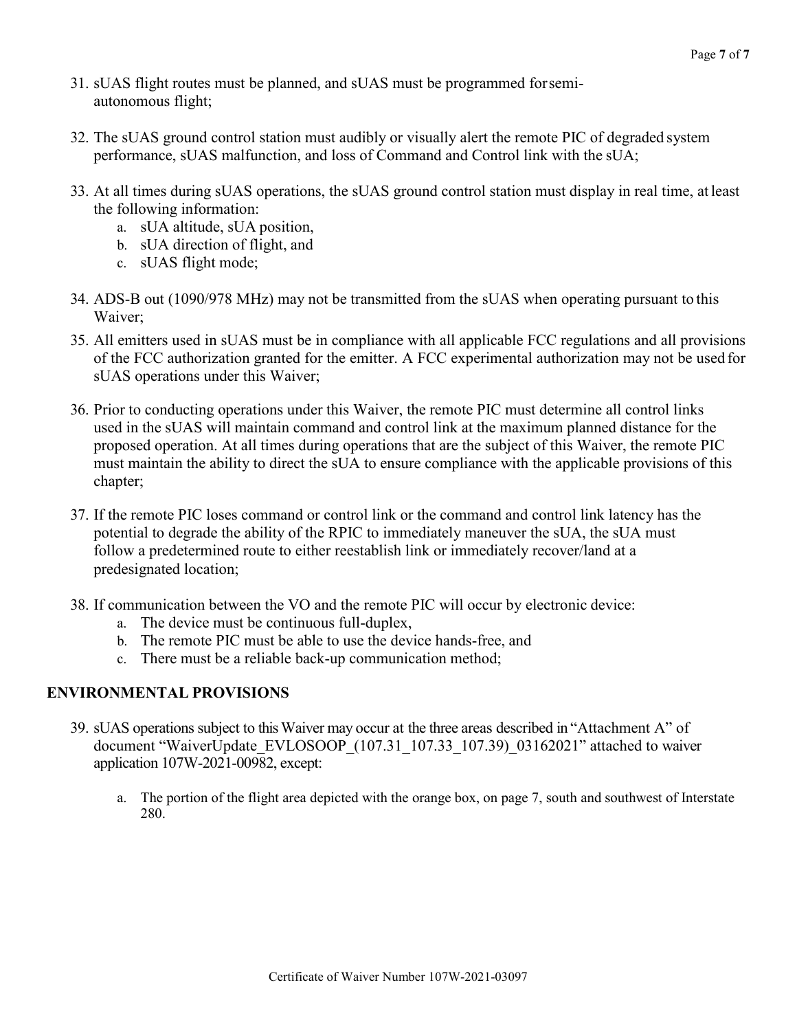31. sUAS flight routes must be planned, and sUAS must be programmed for semi-autonomous flight;

32. The sUAS ground control station must audibly or visually alert the remote PIC of degraded system performance, sUAS malfunction, and loss of Command and Control link with the sUA;

33. At all times during sUAS operations, the sUAS ground control station must display in real time, at least the following information:
    a. sUA altitude, sUA position,
    b. sUA direction of flight, and
    c. sUAS flight mode;

34. ADS-B out (1090/978 MHz) may not be transmitted from the sUAS when operating pursuant to this Waiver;

35. All emitters used in sUAS must be in compliance with all applicable FCC regulations and all provisions of the FCC authorization granted for the emitter. A FCC experimental authorization may not be used for sUAS operations under this Waiver;

36. Prior to conducting operations under this Waiver, the remote PIC must determine all control links used in the sUAS will maintain command and control link at the maximum planned distance for the proposed operation. At all times during operations that are the subject of this Waiver, the remote PIC must maintain the ability to direct the sUA to ensure compliance with the applicable provisions of this chapter;

37. If the remote PIC loses command or control link or the command and control link latency has the potential to degrade the ability of the RPIC to immediately maneuver the sUA, the sUA must follow a predetermined route to either reestablish link or immediately recover/land at a predesignated location;

38. If communication between the VO and the remote PIC will occur by electronic device:
    a. The device must be continuous full-duplex,
    b. The remote PIC must be able to use the device hands-free, and
    c. There must be a reliable back-up communication method;

## ENVIRONMENTAL PROVISIONS

39. sUAS operations subject to this Waiver may occur at the three areas described in "Attachment A" of document "WaiverUpdate_EVLOSOOP_(107.31_107.33_107.39)_03162021" attached to waiver application 107W-2021-00982, except:

    a. The portion of the flight area depicted with the orange box, on page 7, south and southwest of Interstate 280.

Certificate of Waiver Number 107W-2021-03097